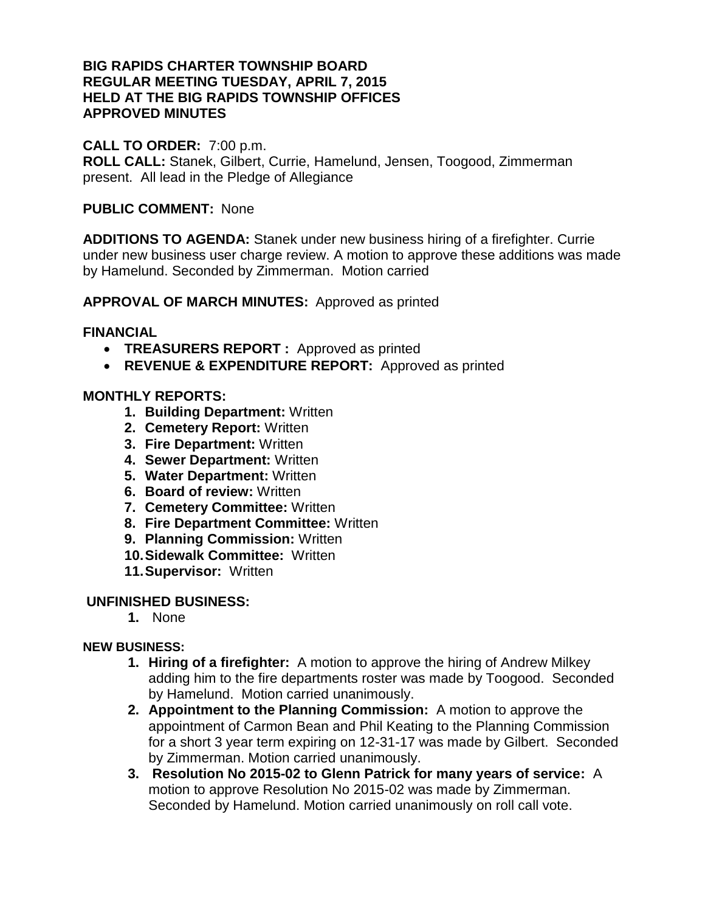**BIG RAPIDS CHARTER TOWNSHIP BOARD**
**REGULAR MEETING TUESDAY, APRIL 7, 2015**
**HELD AT THE BIG RAPIDS TOWNSHIP OFFICES**
**APPROVED MINUTES**

**CALL TO ORDER:** 7:00 p.m.
**ROLL CALL:** Stanek, Gilbert, Currie, Hamelund, Jensen, Toogood, Zimmerman present. All lead in the Pledge of Allegiance

**PUBLIC COMMENT:** None

**ADDITIONS TO AGENDA:** Stanek under new business hiring of a firefighter. Currie under new business user charge review. A motion to approve these additions was made by Hamelund. Seconded by Zimmerman. Motion carried

**APPROVAL OF MARCH MINUTES:** Approved as printed

**FINANCIAL**

- **TREASURERS REPORT :** Approved as printed
- **REVENUE & EXPENDITURE REPORT:** Approved as printed

**MONTHLY REPORTS:**

1. **Building Department:** Written
2. **Cemetery Report:** Written
3. **Fire Department:** Written
4. **Sewer Department:** Written
5. **Water Department:** Written
6. **Board of review:** Written
7. **Cemetery Committee:** Written
8. **Fire Department Committee:** Written
9. **Planning Commission:** Written
10. **Sidewalk Committee:** Written
11. **Supervisor:** Written

**UNFINISHED BUSINESS:**

1. None

**NEW BUSINESS:**

1. **Hiring of a firefighter:** A motion to approve the hiring of Andrew Milkey adding him to the fire departments roster was made by Toogood. Seconded by Hamelund. Motion carried unanimously.
2. **Appointment to the Planning Commission:** A motion to approve the appointment of Carmon Bean and Phil Keating to the Planning Commission for a short 3 year term expiring on 12-31-17 was made by Gilbert. Seconded by Zimmerman. Motion carried unanimously.
3. **Resolution No 2015-02 to Glenn Patrick for many years of service:** A motion to approve Resolution No 2015-02 was made by Zimmerman. Seconded by Hamelund. Motion carried unanimously on roll call vote.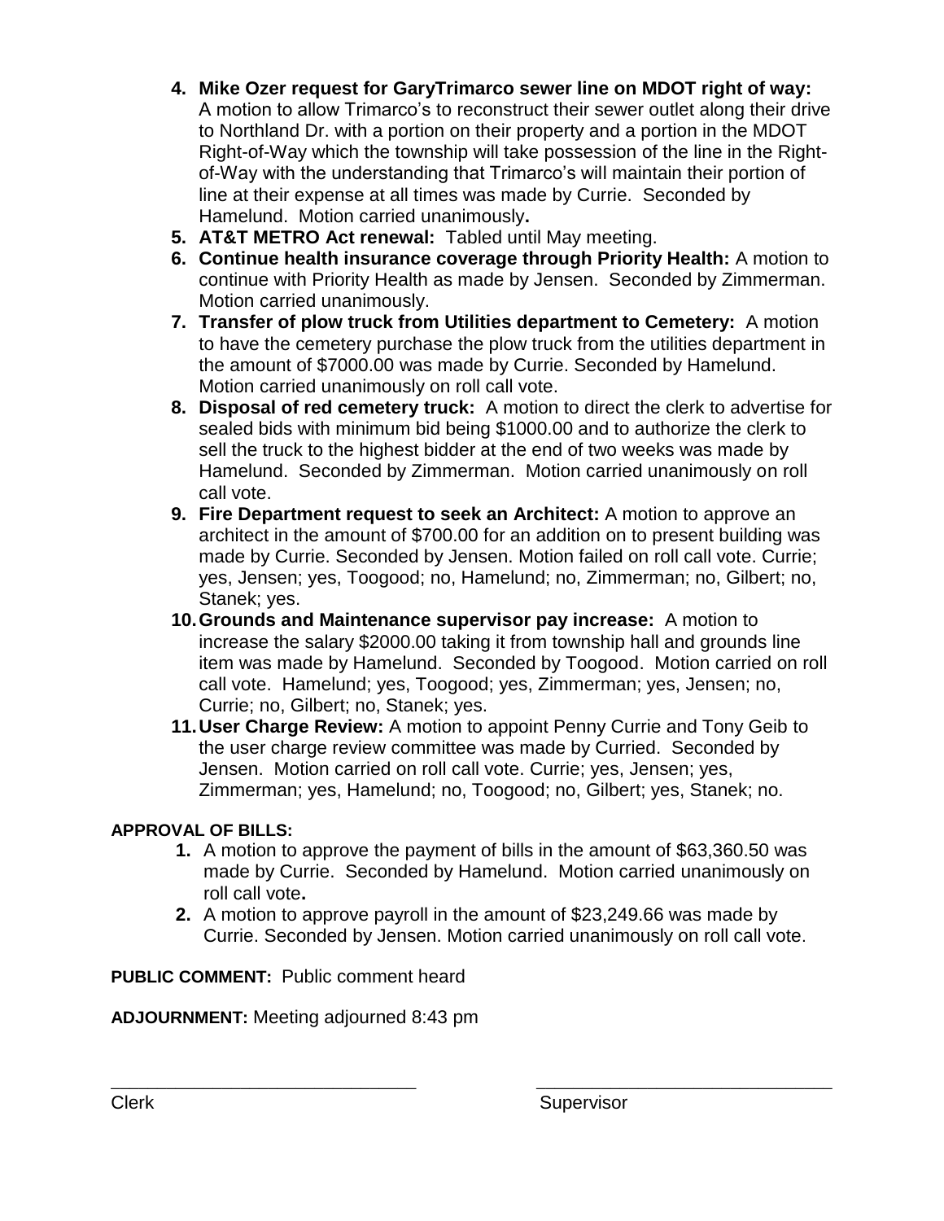4. **Mike Ozer request for GaryTrimarco sewer line on MDOT right of way:** A motion to allow Trimarco's to reconstruct their sewer outlet along their drive to Northland Dr. with a portion on their property and a portion in the MDOT Right-of-Way which the township will take possession of the line in the Right-of-Way with the understanding that Trimarco's will maintain their portion of line at their expense at all times was made by Currie. Seconded by Hamelund. Motion carried unanimously**.**
5. **AT&T METRO Act renewal:** Tabled until May meeting.
6. **Continue health insurance coverage through Priority Health:** A motion to continue with Priority Health as made by Jensen. Seconded by Zimmerman. Motion carried unanimously.
7. **Transfer of plow truck from Utilities department to Cemetery:** A motion to have the cemetery purchase the plow truck from the utilities department in the amount of $7000.00 was made by Currie. Seconded by Hamelund. Motion carried unanimously on roll call vote.
8. **Disposal of red cemetery truck:** A motion to direct the clerk to advertise for sealed bids with minimum bid being $1000.00 and to authorize the clerk to sell the truck to the highest bidder at the end of two weeks was made by Hamelund. Seconded by Zimmerman. Motion carried unanimously on roll call vote.
9. **Fire Department request to seek an Architect:** A motion to approve an architect in the amount of $700.00 for an addition on to present building was made by Currie. Seconded by Jensen. Motion failed on roll call vote. Currie; yes, Jensen; yes, Toogood; no, Hamelund; no, Zimmerman; no, Gilbert; no, Stanek; yes.
10. **Grounds and Maintenance supervisor pay increase:** A motion to increase the salary $2000.00 taking it from township hall and grounds line item was made by Hamelund. Seconded by Toogood. Motion carried on roll call vote. Hamelund; yes, Toogood; yes, Zimmerman; yes, Jensen; no, Currie; no, Gilbert; no, Stanek; yes.
11. **User Charge Review:** A motion to appoint Penny Currie and Tony Geib to the user charge review committee was made by Curried. Seconded by Jensen. Motion carried on roll call vote. Currie; yes, Jensen; yes, Zimmerman; yes, Hamelund; no, Toogood; no, Gilbert; yes, Stanek; no.

**APPROVAL OF BILLS:**

1. A motion to approve the payment of bills in the amount of $63,360.50 was made by Currie. Seconded by Hamelund. Motion carried unanimously on roll call vote**.**
2. A motion to approve payroll in the amount of $23,249.66 was made by Currie. Seconded by Jensen. Motion carried unanimously on roll call vote.

**PUBLIC COMMENT:** Public comment heard

**ADJOURNMENT:** Meeting adjourned 8:43 pm

______________________________ ______________________________

Clerk Supervisor